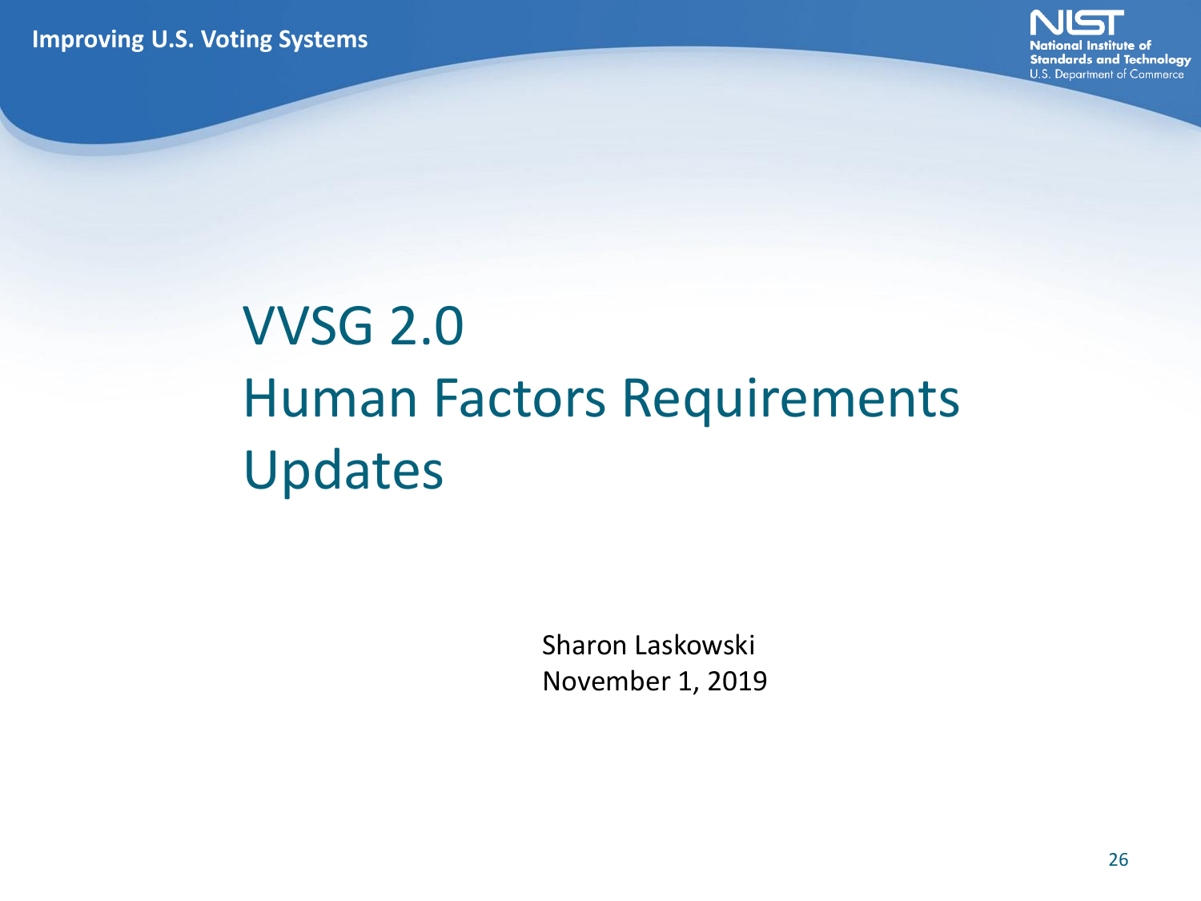# VVSG 2.0 Human Factors Requirements Updates

Sharon Laskowski
November 1, 2019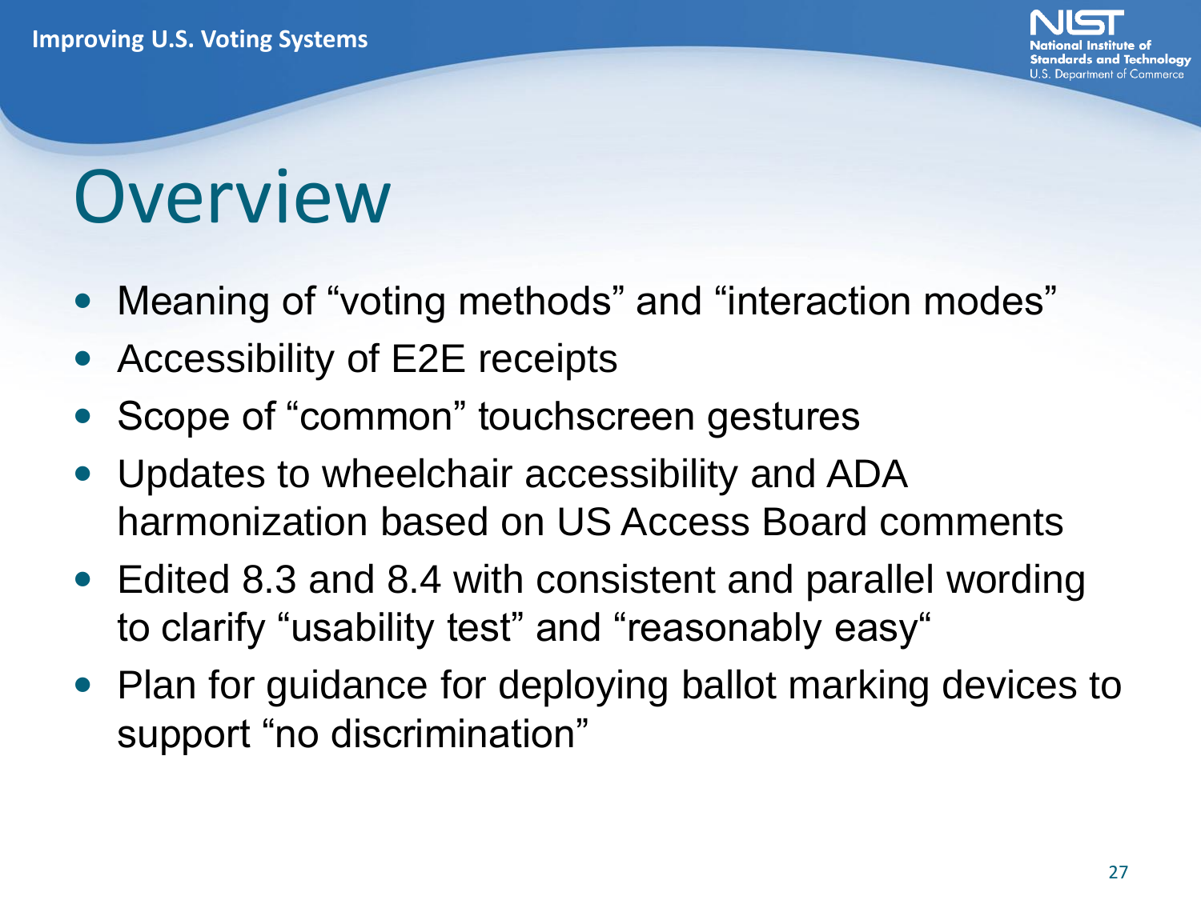# Overview

- Meaning of “voting methods” and “interaction modes”
- Accessibility of E2E receipts
- Scope of “common” touchscreen gestures
- Updates to wheelchair accessibility and ADA harmonization based on US Access Board comments
- Edited 8.3 and 8.4 with consistent and parallel wording to clarify “usability test” and “reasonably easy“
- Plan for guidance for deploying ballot marking devices to support “no discrimination”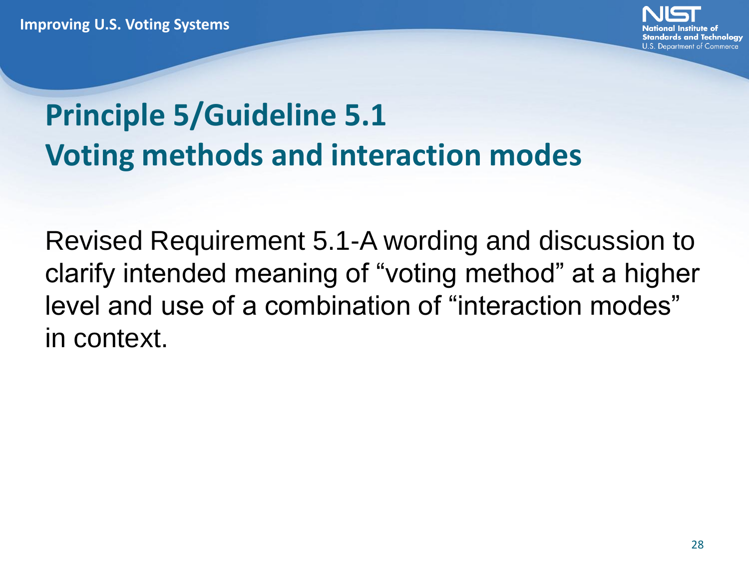# Principle 5/Guideline 5.1
# Voting methods and interaction modes

Revised Requirement 5.1-A wording and discussion to clarify intended meaning of “voting method” at a higher level and use of a combination of “interaction modes” in context.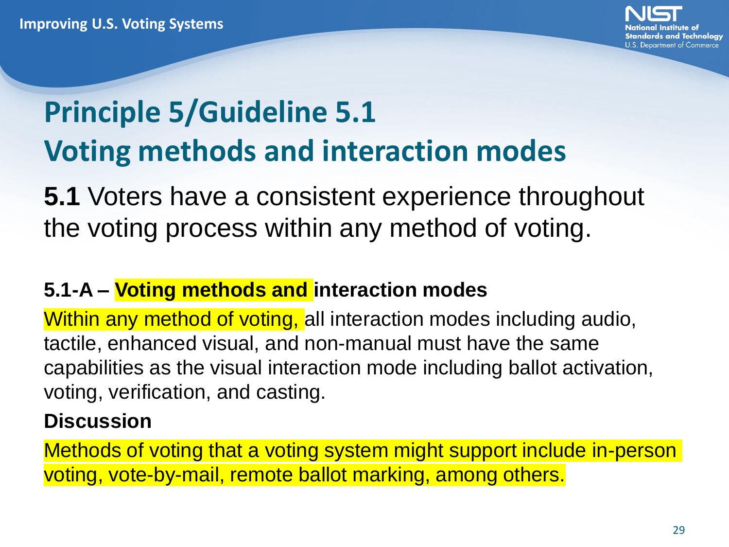# Principle 5/Guideline 5.1
# Voting methods and interaction modes

**5.1** Voters have a consistent experience throughout the voting process within any method of voting.

**5.1-A – Voting methods and interaction modes**

Within any method of voting, all interaction modes including audio, tactile, enhanced visual, and non-manual must have the same capabilities as the visual interaction mode including ballot activation, voting, verification, and casting.

**Discussion**

Methods of voting that a voting system might support include in-person voting, vote-by-mail, remote ballot marking, among others.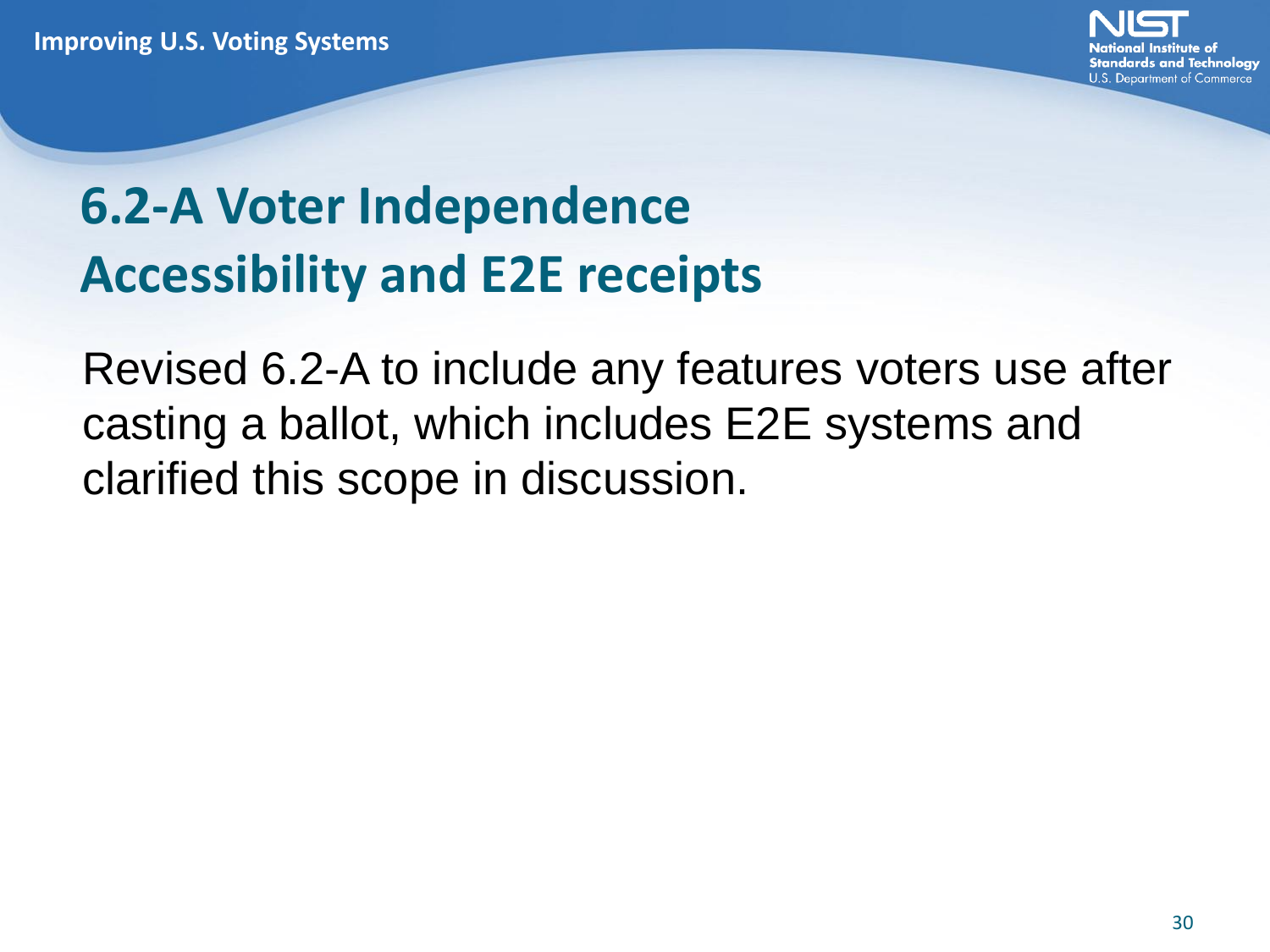# 6.2-A Voter Independence Accessibility and E2E receipts

Revised 6.2-A to include any features voters use after casting a ballot, which includes E2E systems and clarified this scope in discussion.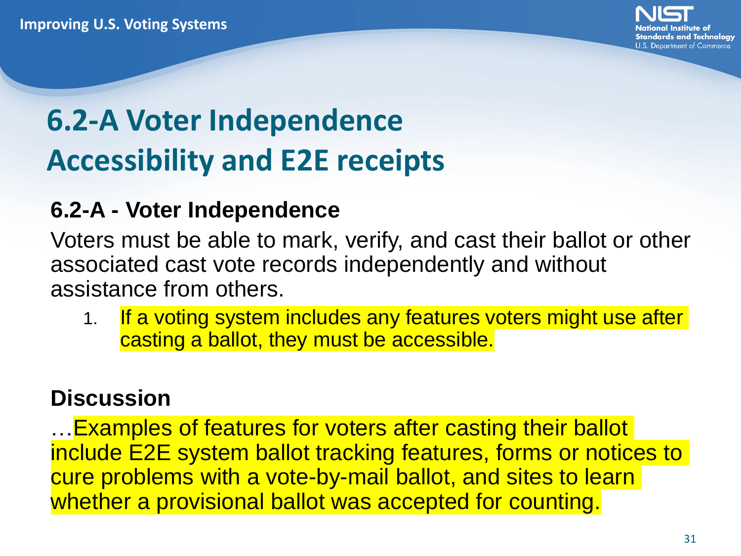# 6.2-A Voter Independence Accessibility and E2E receipts

**6.2-A - Voter Independence**

Voters must be able to mark, verify, and cast their ballot or other associated cast vote records independently and without assistance from others.

1. If a voting system includes any features voters might use after casting a ballot, they must be accessible.

**Discussion**

…Examples of features for voters after casting their ballot include E2E system ballot tracking features, forms or notices to cure problems with a vote-by-mail ballot, and sites to learn whether a provisional ballot was accepted for counting.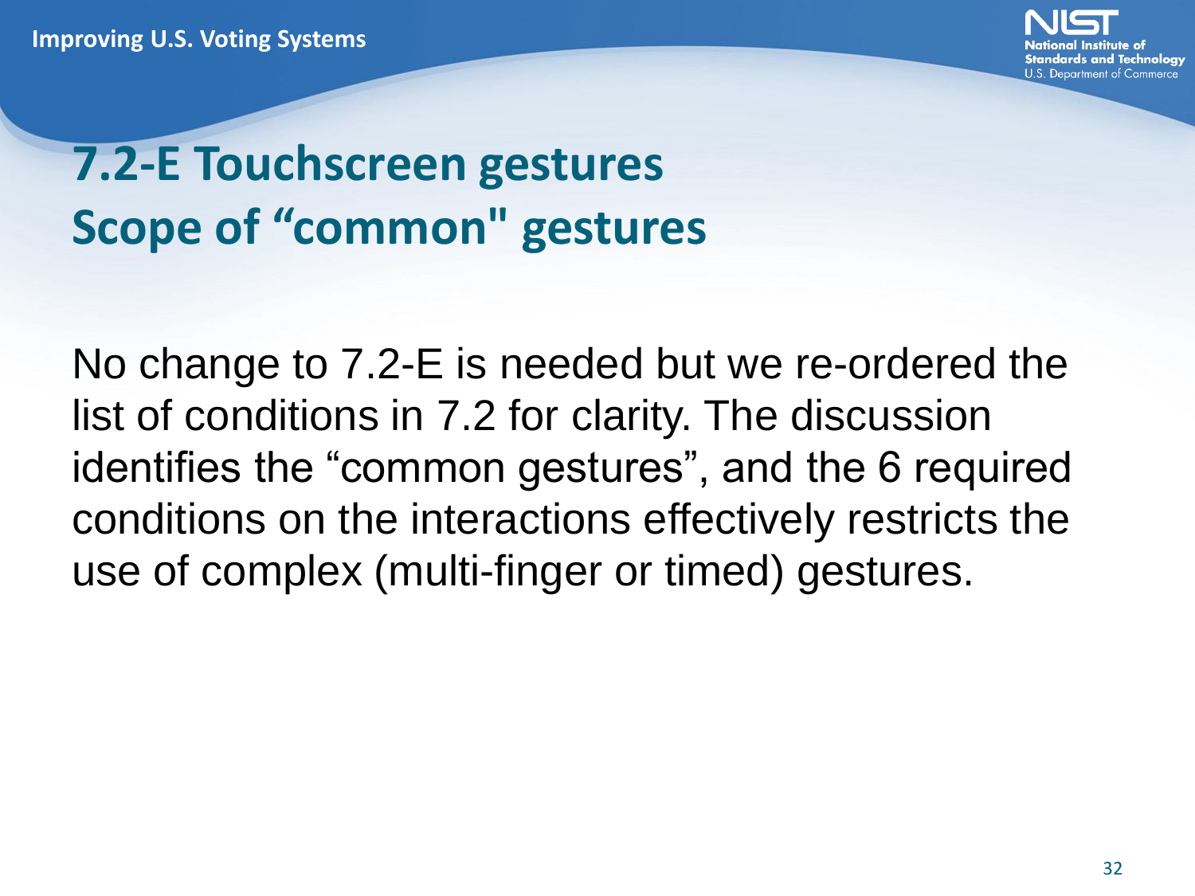# 7.2-E Touchscreen gestures
# Scope of "common" gestures

No change to 7.2-E is needed but we re-ordered the list of conditions in 7.2 for clarity. The discussion identifies the "common gestures", and the 6 required conditions on the interactions effectively restricts the use of complex (multi-finger or timed) gestures.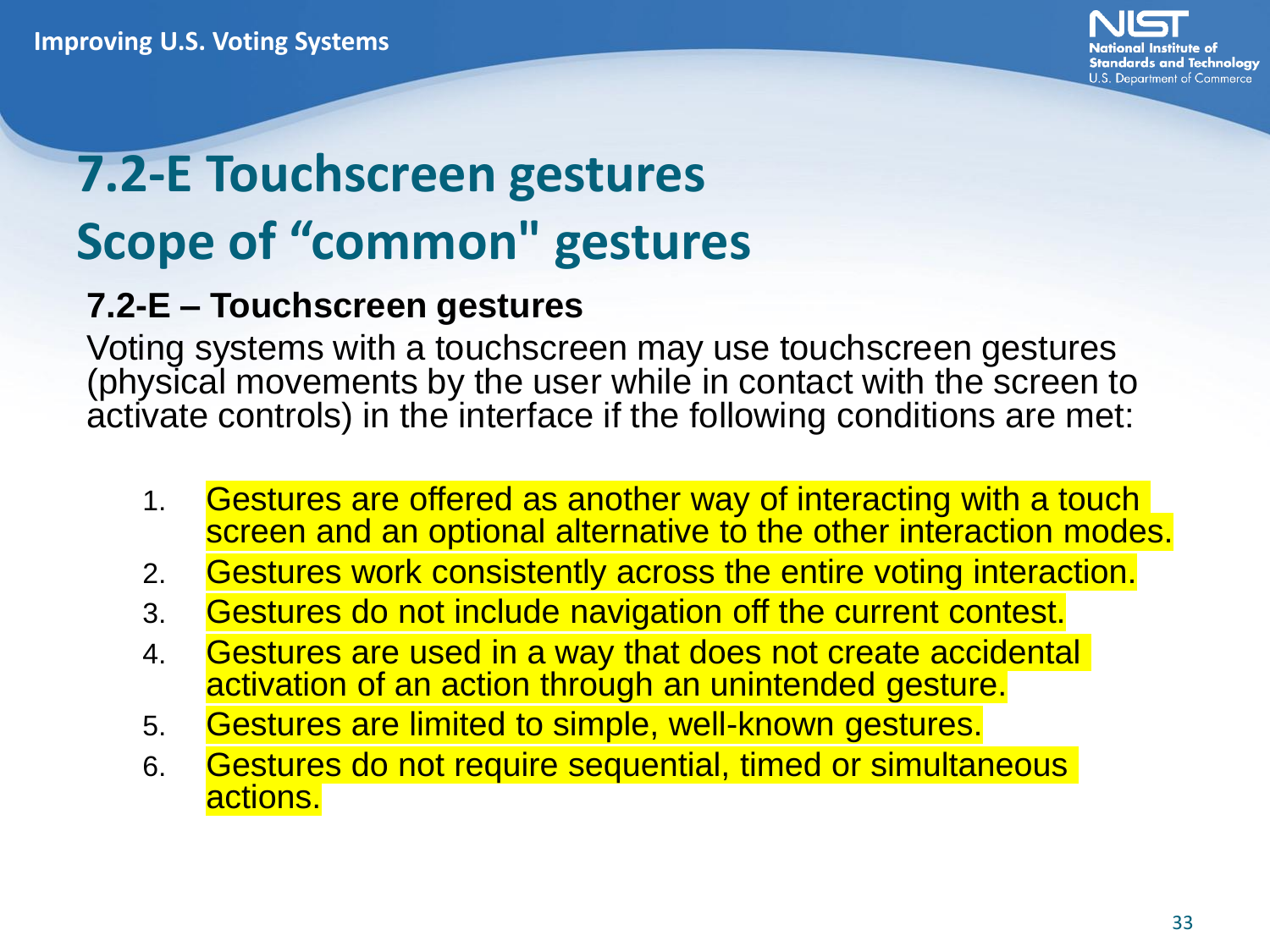# 7.2-E Touchscreen gestures
# Scope of “common" gestures

**7.2-E – Touchscreen gestures**

Voting systems with a touchscreen may use touchscreen gestures (physical movements by the user while in contact with the screen to activate controls) in the interface if the following conditions are met:

1. Gestures are offered as another way of interacting with a touch screen and an optional alternative to the other interaction modes.
2. Gestures work consistently across the entire voting interaction.
3. Gestures do not include navigation off the current contest.
4. Gestures are used in a way that does not create accidental activation of an action through an unintended gesture.
5. Gestures are limited to simple, well-known gestures.
6. Gestures do not require sequential, timed or simultaneous actions.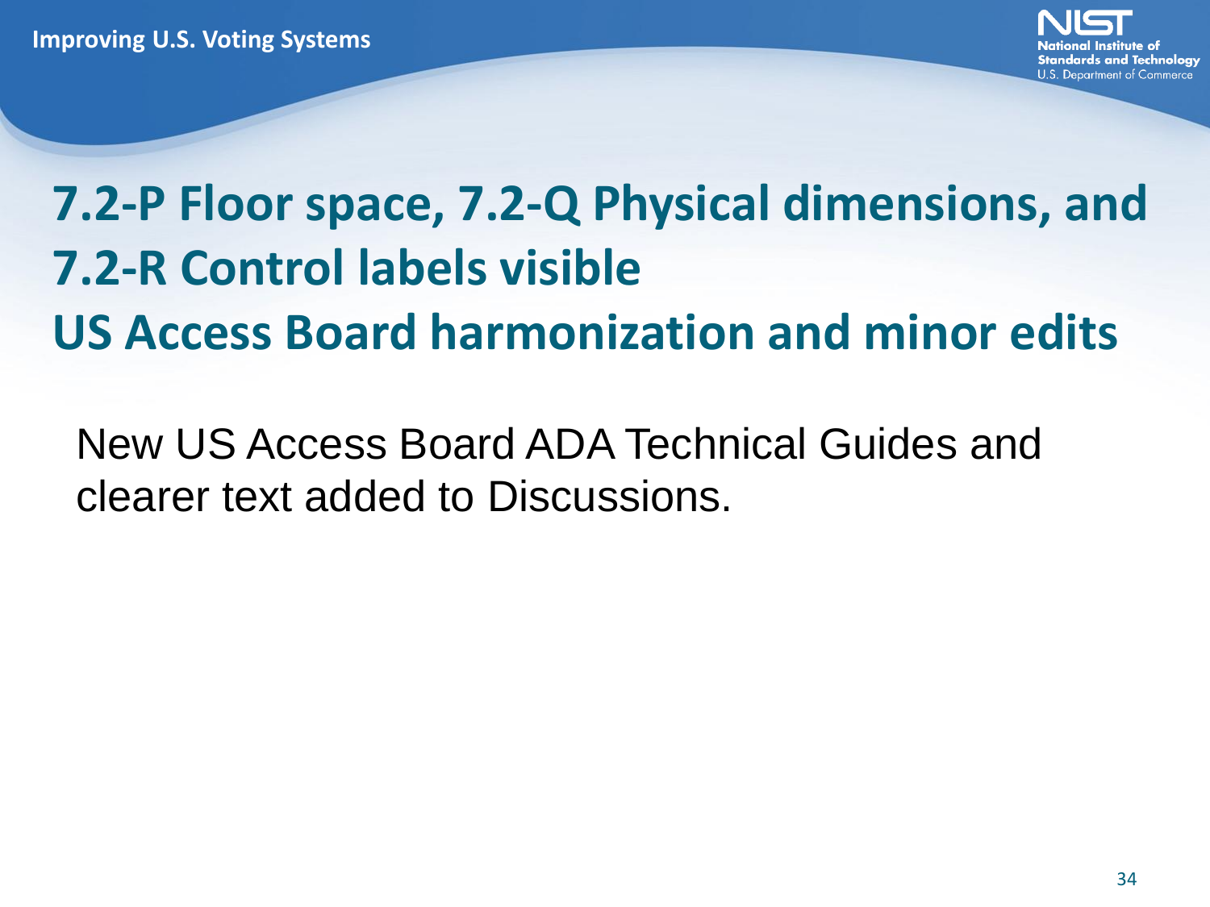# 7.2-P Floor space, 7.2-Q Physical dimensions, and 7.2-R Control labels visible
# US Access Board harmonization and minor edits

New US Access Board ADA Technical Guides and clearer text added to Discussions.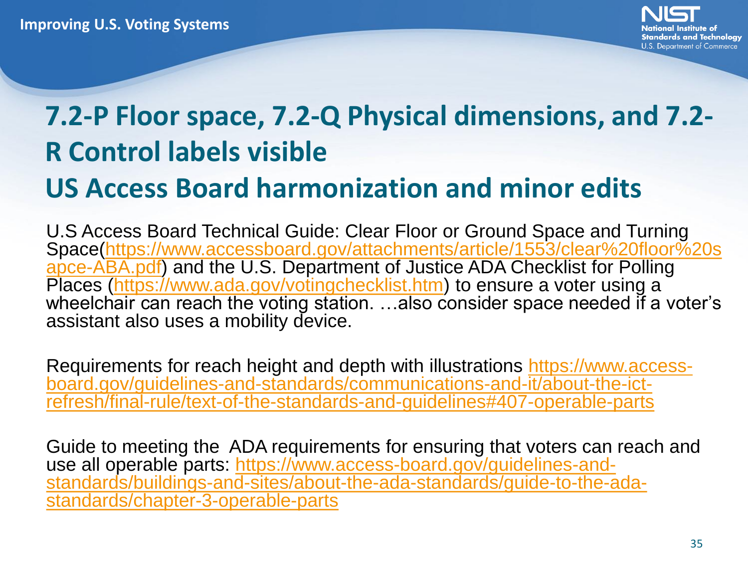# 7.2-P Floor space, 7.2-Q Physical dimensions, and 7.2-R Control labels visible

## US Access Board harmonization and minor edits

U.S Access Board Technical Guide: Clear Floor or Ground Space and Turning Space(https://www.accessboard.gov/attachments/article/1553/clear%20floor%20sapce-ABA.pdf) and the U.S. Department of Justice ADA Checklist for Polling Places (https://www.ada.gov/votingchecklist.htm) to ensure a voter using a wheelchair can reach the voting station. …also consider space needed if a voter's assistant also uses a mobility device.

Requirements for reach height and depth with illustrations https://www.access-board.gov/guidelines-and-standards/communications-and-it/about-the-ict-refresh/final-rule/text-of-the-standards-and-guidelines#407-operable-parts

Guide to meeting the ADA requirements for ensuring that voters can reach and use all operable parts: https://www.access-board.gov/guidelines-and-standards/buildings-and-sites/about-the-ada-standards/guide-to-the-ada-standards/chapter-3-operable-parts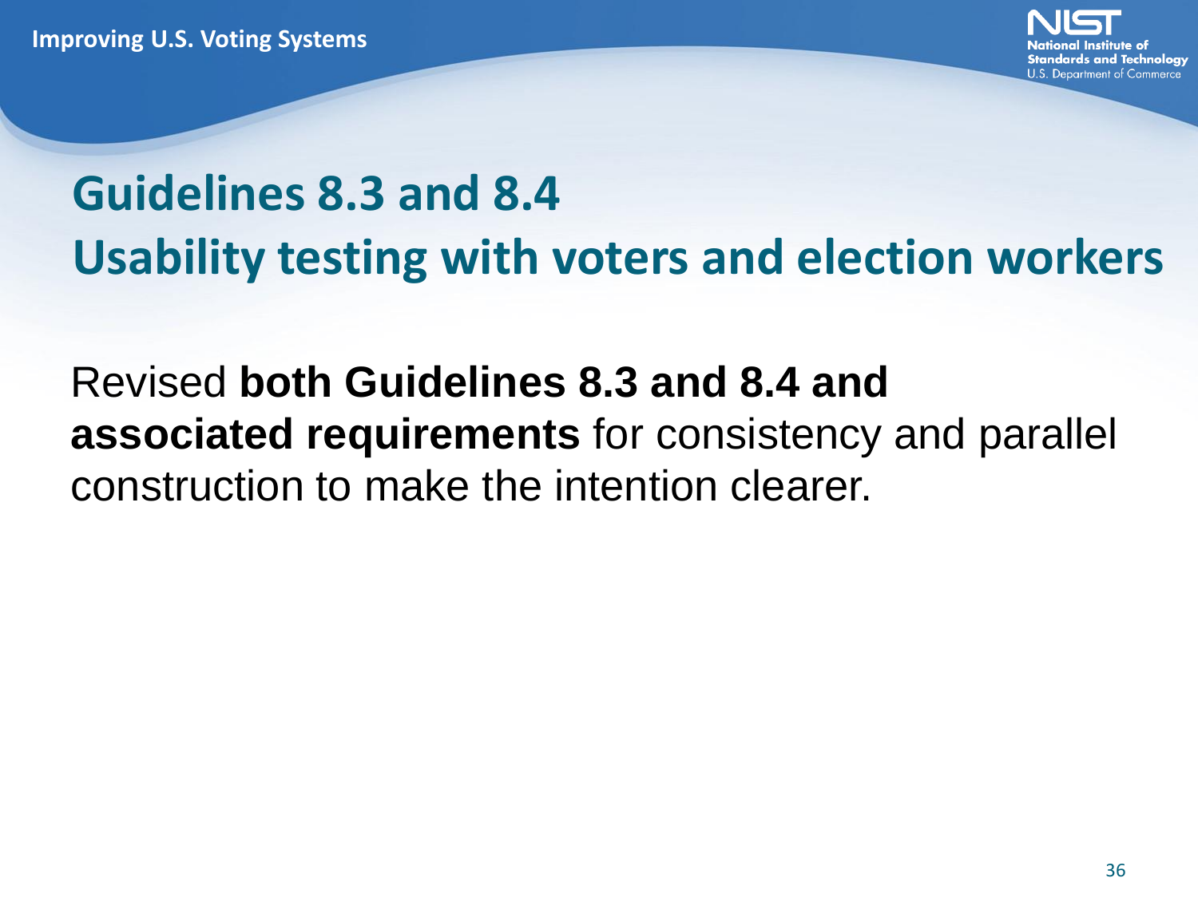# Guidelines 8.3 and 8.4
## Usability testing with voters and election workers

Revised **both Guidelines 8.3 and 8.4 and associated requirements** for consistency and parallel construction to make the intention clearer.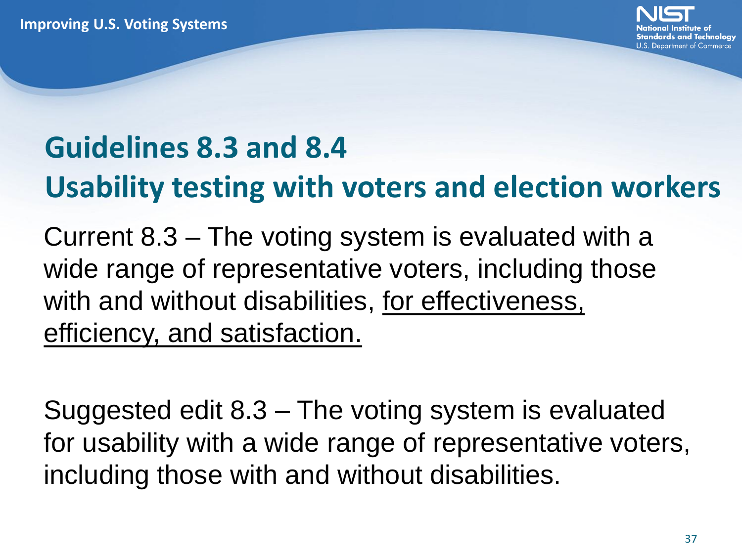## Guidelines 8.3 and 8.4

## Usability testing with voters and election workers

Current 8.3 – The voting system is evaluated with a wide range of representative voters, including those with and without disabilities, <u>for effectiveness, efficiency, and satisfaction.</u>

Suggested edit 8.3 – The voting system is evaluated for usability with a wide range of representative voters, including those with and without disabilities.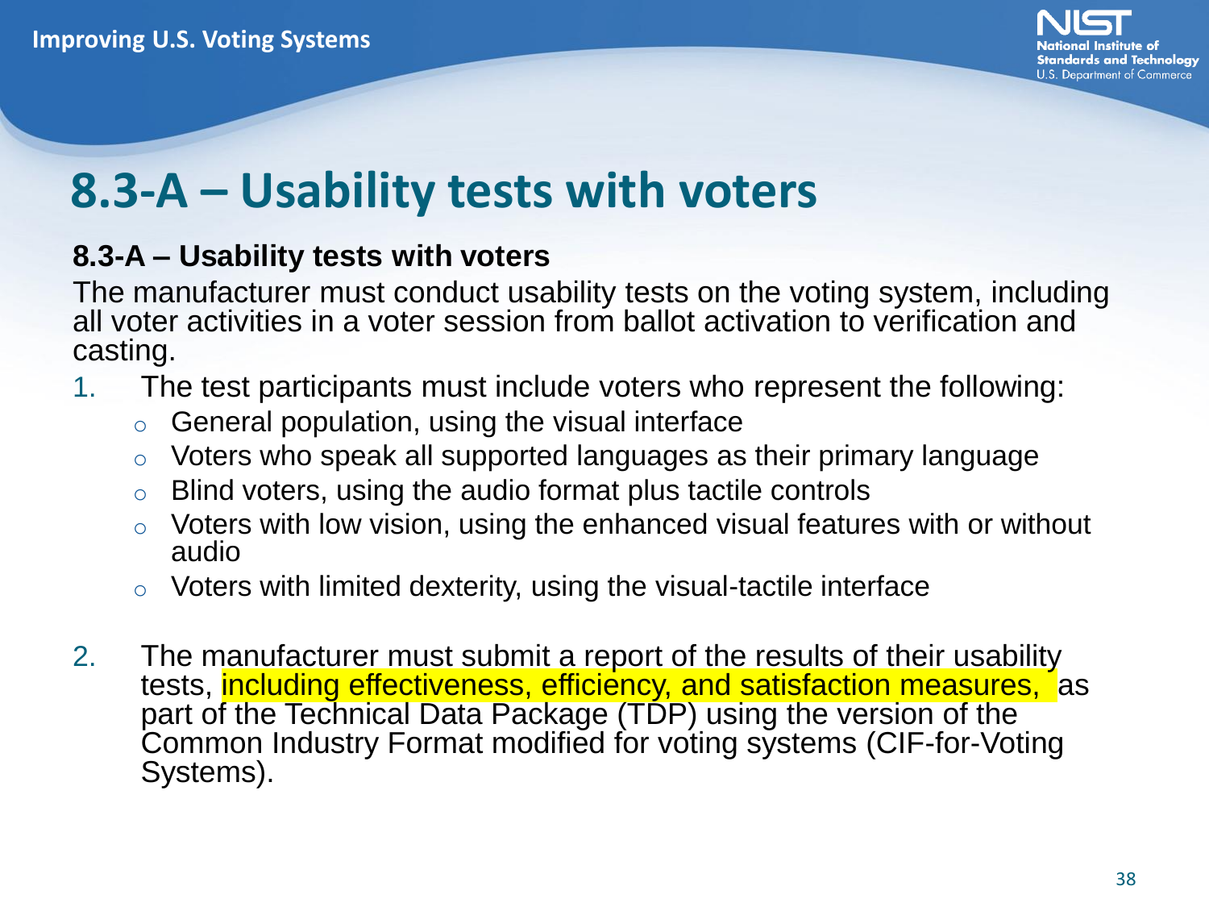# 8.3-A – Usability tests with voters

**8.3-A – Usability tests with voters**

The manufacturer must conduct usability tests on the voting system, including all voter activities in a voter session from ballot activation to verification and casting.

1. The test participants must include voters who represent the following:
   - General population, using the visual interface
   - Voters who speak all supported languages as their primary language
   - Blind voters, using the audio format plus tactile controls
   - Voters with low vision, using the enhanced visual features with or without audio
   - Voters with limited dexterity, using the visual-tactile interface

2. The manufacturer must submit a report of the results of their usability tests, including effectiveness, efficiency, and satisfaction measures, as part of the Technical Data Package (TDP) using the version of the Common Industry Format modified for voting systems (CIF-for-Voting Systems).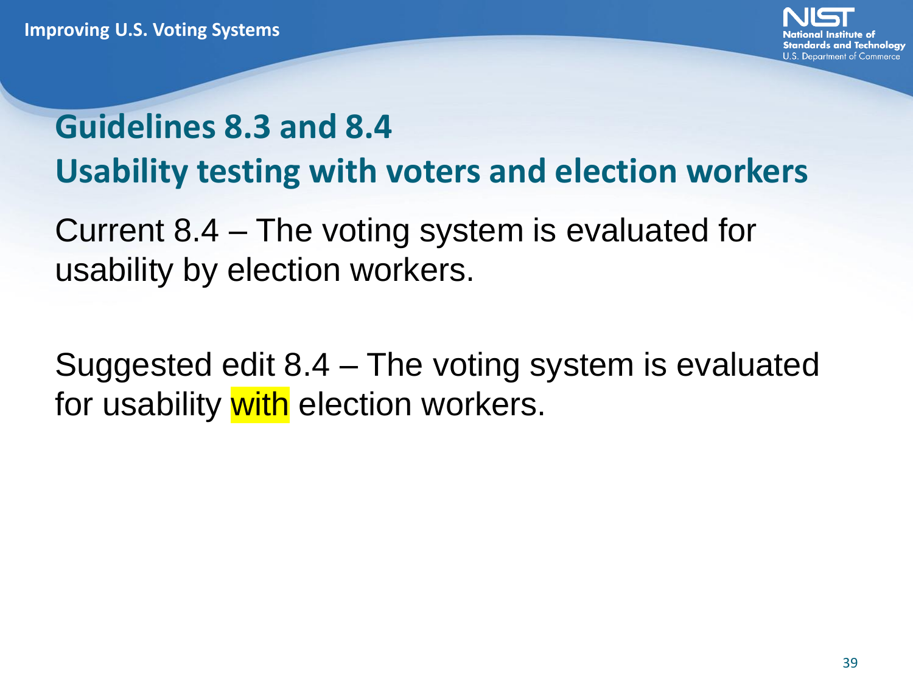## Guidelines 8.3 and 8.4

## Usability testing with voters and election workers

Current 8.4 – The voting system is evaluated for usability by election workers.

Suggested edit 8.4 – The voting system is evaluated for usability **with** election workers.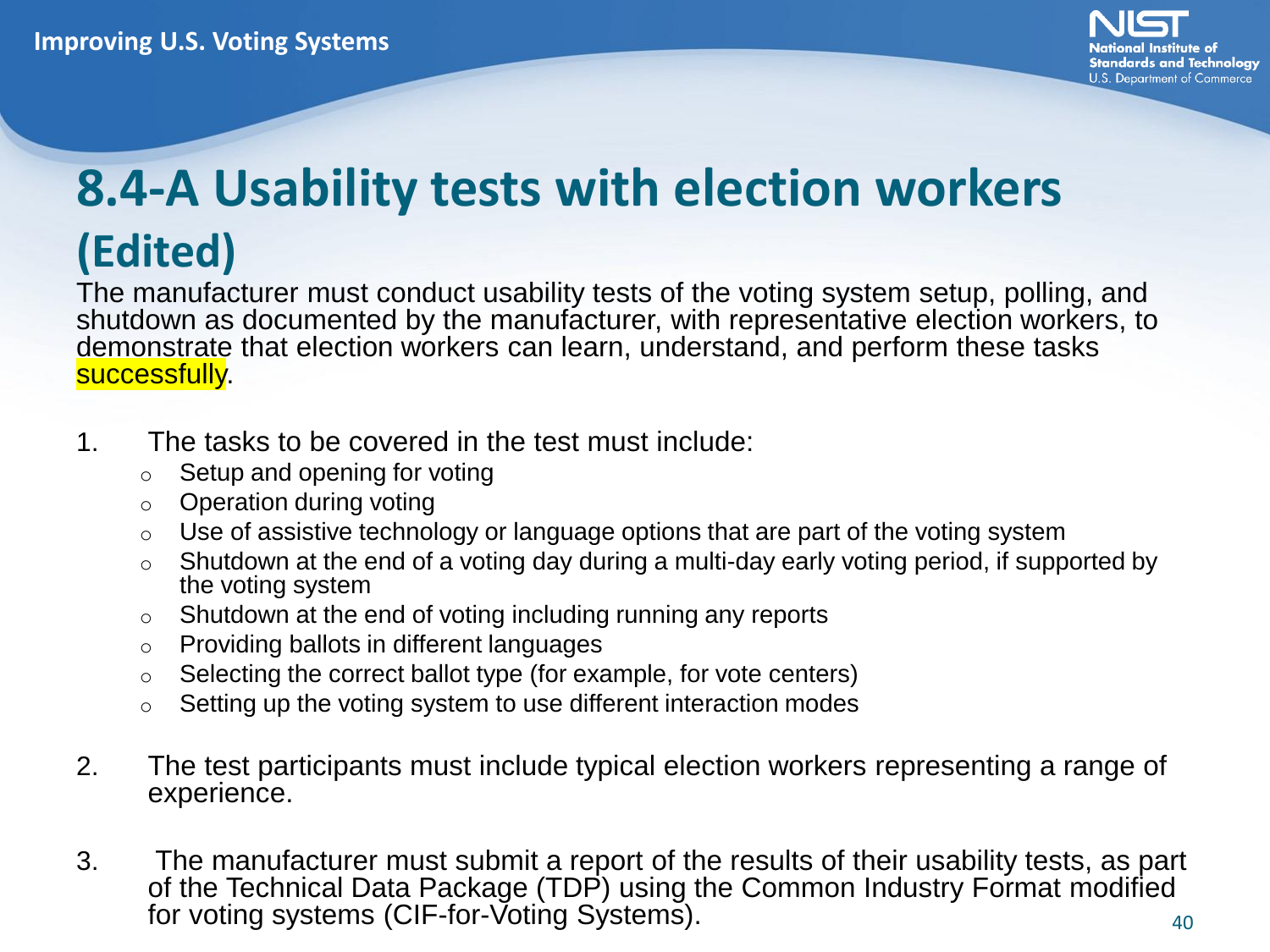# 8.4-A Usability tests with election workers (Edited)

The manufacturer must conduct usability tests of the voting system setup, polling, and shutdown as documented by the manufacturer, with representative election workers, to demonstrate that election workers can learn, understand, and perform these tasks successfully.

1. The tasks to be covered in the test must include:
   - Setup and opening for voting
   - Operation during voting
   - Use of assistive technology or language options that are part of the voting system
   - Shutdown at the end of a voting day during a multi-day early voting period, if supported by the voting system
   - Shutdown at the end of voting including running any reports
   - Providing ballots in different languages
   - Selecting the correct ballot type (for example, for vote centers)
   - Setting up the voting system to use different interaction modes

2. The test participants must include typical election workers representing a range of experience.

3. The manufacturer must submit a report of the results of their usability tests, as part of the Technical Data Package (TDP) using the Common Industry Format modified for voting systems (CIF-for-Voting Systems).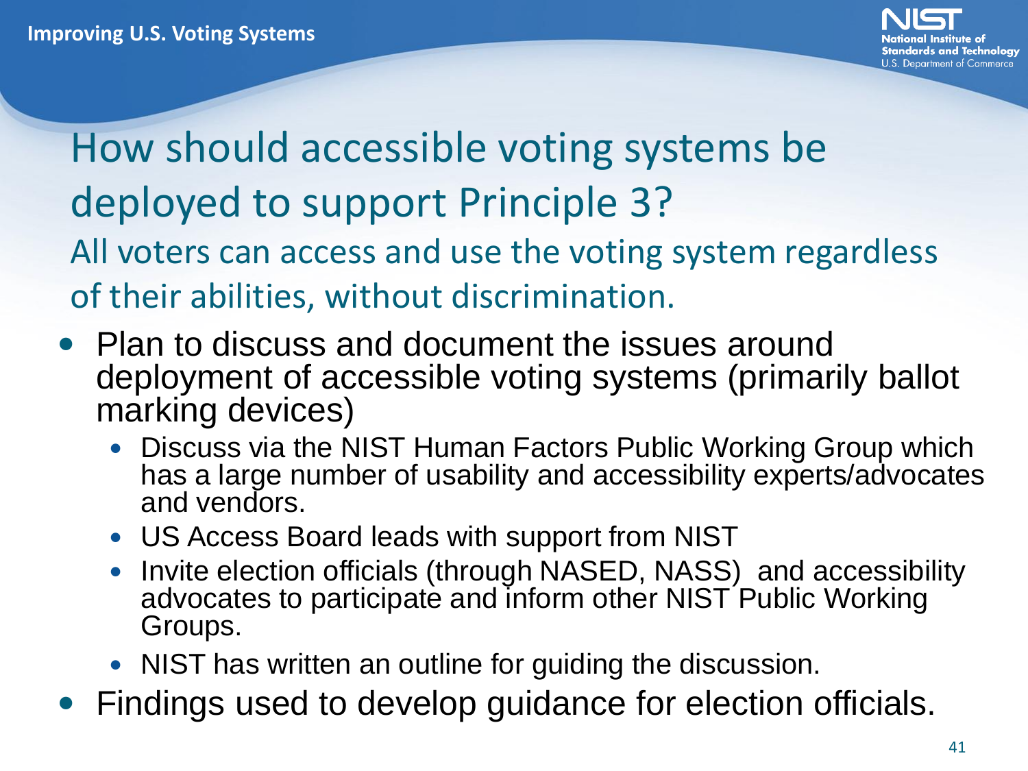# How should accessible voting systems be deployed to support Principle 3?

All voters can access and use the voting system regardless of their abilities, without discrimination.

- Plan to discuss and document the issues around deployment of accessible voting systems (primarily ballot marking devices)
  - Discuss via the NIST Human Factors Public Working Group which has a large number of usability and accessibility experts/advocates and vendors.
  - US Access Board leads with support from NIST
  - Invite election officials (through NASED, NASS) and accessibility advocates to participate and inform other NIST Public Working Groups.
  - NIST has written an outline for guiding the discussion.
- Findings used to develop guidance for election officials.